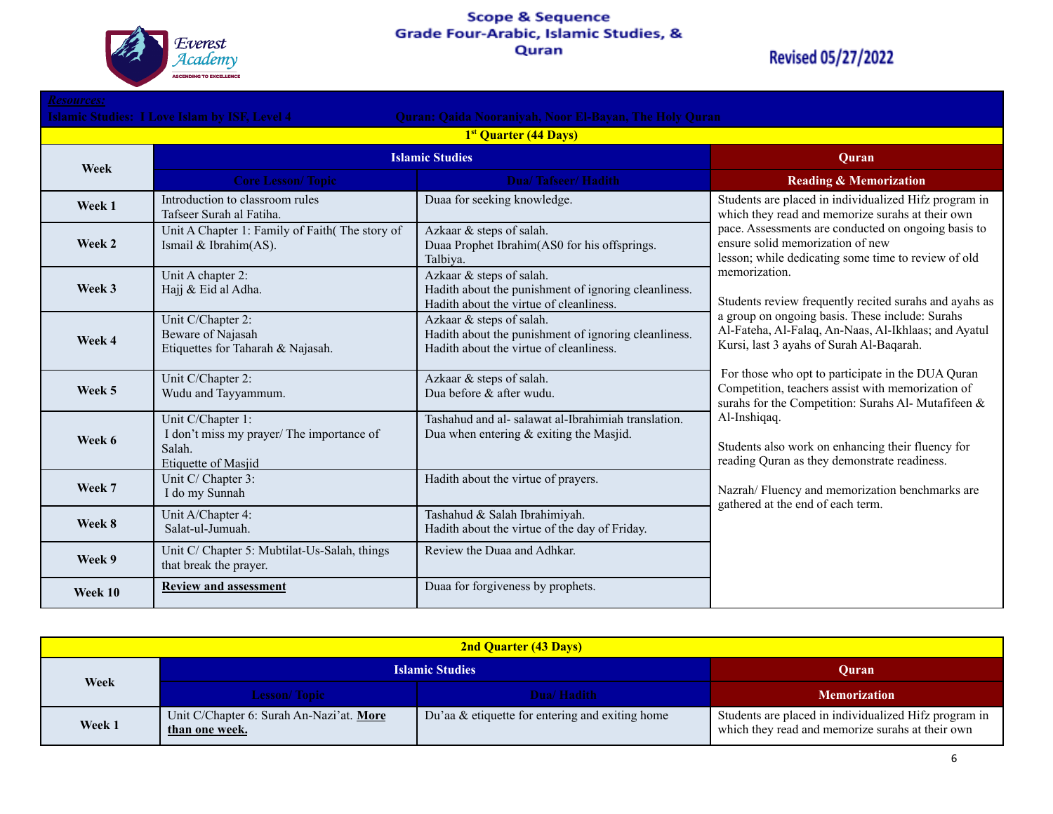# Scope & Sequence
## Grade Four-Arabic, Islamic Studies, & Quran

Everest Academy — Ascending to Excellence

Revised 05/27/2022

*Resources:*
**Islamic Studies: I Love Islam by ISF, Level 4** — **Quran: Qaida Nooraniyah, Noor El-Bayan, The Holy Quran**

**1st Quarter (44 Days)**

| Week | Islamic Studies | | Quran |
|---|---|---|---|
| | Core Lesson/ Topic | Duaa/ Tafseer/ Hadith | Reading & Memorization |
| **Week 1** | Introduction to classroom rules<br>Tafseer Surah al Fatiha. | Duaa for seeking knowledge. | Students are placed in individualized Hifz program in which they read and memorize surahs at their own pace. Assessments are conducted on ongoing basis to ensure solid memorization of new lesson; while dedicating some time to review of old memorization.<br><br>Students review frequently recited surahs and ayahs as a group on ongoing basis. These include: Surahs Al-Fateha, Al-Falaq, An-Naas, Al-Ikhlaas; and Ayatul Kursi, last 3 ayahs of Surah Al-Baqarah.<br><br>For those who opt to participate in the DUA Quran Competition, teachers assist with memorization of surahs for the Competition: Surahs Al- Mutafifeen & Al-Inshiqaq.<br><br>Students also work on enhancing their fluency for reading Quran as they demonstrate readiness.<br><br>Nazrah/ Fluency and memorization benchmarks are gathered at the end of each term. |
| **Week 2** | Unit A Chapter 1: Family of Faith( The story of Ismail & Ibrahim(AS). | Azkaar & steps of salah.<br>Duaa Prophet Ibrahim(AS0 for his offsprings.<br>Talbiya. | |
| **Week 3** | Unit A chapter 2:<br>Hajj & Eid al Adha. | Azkaar & steps of salah.<br>Hadith about the punishment of ignoring cleanliness.<br>Hadith about the virtue of cleanliness. | |
| **Week 4** | Unit C/Chapter 2:<br>Beware of Najasah<br>Etiquettes for Taharah & Najasah. | Azkaar & steps of salah.<br>Hadith about the punishment of ignoring cleanliness.<br>Hadith about the virtue of cleanliness. | |
| **Week 5** | Unit C/Chapter 2:<br>Wudu and Tayyammum. | Azkaar & steps of salah.<br>Dua before & after wudu. | |
| **Week 6** | Unit C/Chapter 1:<br>I don't miss my prayer/ The importance of Salah.<br>Etiquette of Masjid | Tashahud and al- salawat al-Ibrahimiah translation.<br>Dua when entering & exiting the Masjid. | |
| **Week 7** | Unit C/ Chapter 3:<br>I do my Sunnah | Hadith about the virtue of prayers. | |
| **Week 8** | Unit A/Chapter 4:<br>Salat-ul-Jumuah. | Tashahud & Salah Ibrahimiyah.<br>Hadith about the virtue of the day of Friday. | |
| **Week 9** | Unit C/ Chapter 5: Mubtilat-Us-Salah, things that break the prayer. | Review the Duaa and Adhkar. | |
| **Week 10** | **Review and assessment** | Duaa for forgiveness by prophets. | |

**2nd Quarter (43 Days)**

| Week | Islamic Studies | | Quran |
|---|---|---|---|
| | Lesson/ Topic | Dua/ Hadith | Memorization |
| **Week 1** | Unit C/Chapter 6: Surah An-Nazi'at. **More than one week.** | Du'aa & etiquette for entering and exiting home | Students are placed in individualized Hifz program in which they read and memorize surahs at their own |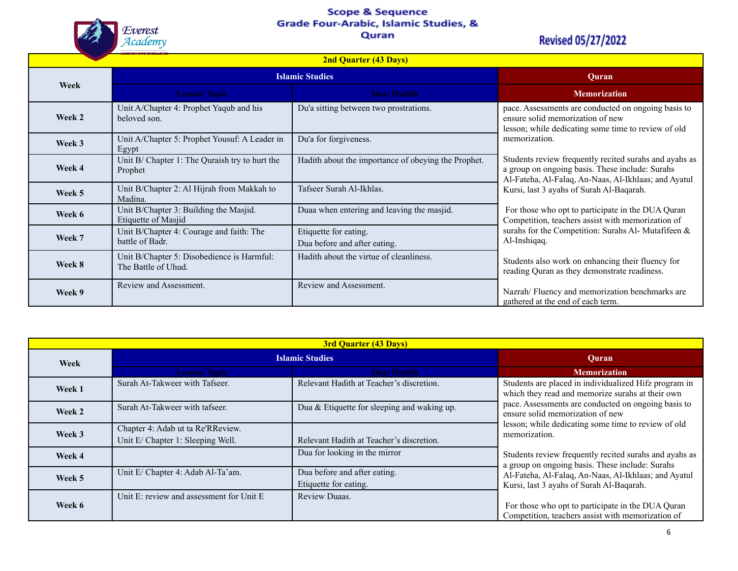# Scope & Sequence
## Grade Four-Arabic, Islamic Studies, & Quran

Revised 05/27/2022

| 2nd Quarter (43 Days) | | | |
|---|---|---|---|
| Week | Islamic Studies | | Quran |
| | Lesson/ Topic | Dua/ Hadith | Memorization |
| Week 2 | Unit A/Chapter 4: Prophet Yaqub and his beloved son. | Du'a sitting between two prostrations. | pace. Assessments are conducted on ongoing basis to ensure solid memorization of new lesson; while dedicating some time to review of old memorization.<br><br>Students review frequently recited surahs and ayahs as a group on ongoing basis. These include: Surahs Al-Fateha, Al-Falaq, An-Naas, Al-Ikhlaas; and Ayatul Kursi, last 3 ayahs of Surah Al-Baqarah.<br><br>For those who opt to participate in the DUA Quran Competition, teachers assist with memorization of surahs for the Competition: Surahs Al- Mutafifeen & Al-Inshiqaq.<br><br>Students also work on enhancing their fluency for reading Quran as they demonstrate readiness.<br><br>Nazrah/ Fluency and memorization benchmarks are gathered at the end of each term. |
| Week 3 | Unit A/Chapter 5: Prophet Yousuf: A Leader in Egypt | Du'a for forgiveness. | |
| Week 4 | Unit B/ Chapter 1: The Quraish try to hurt the Prophet | Hadith about the importance of obeying the Prophet. | |
| Week 5 | Unit B/Chapter 2: Al Hijrah from Makkah to Madina. | Tafseer Surah Al-Ikhlas. | |
| Week 6 | Unit B/Chapter 3: Building the Masjid. Etiquette of Masjid | Duaa when entering and leaving the masjid. | |
| Week 7 | Unit B/Chapter 4: Courage and faith: The battle of Badr. | Etiquette for eating.<br>Dua before and after eating. | |
| Week 8 | Unit B/Chapter 5: Disobedience is Harmful: The Battle of Uhud. | Hadith about the virtue of cleanliness. | |
| Week 9 | Review and Assessment. | Review and Assessment. | |

| 3rd Quarter (43 Days) | | | |
|---|---|---|---|
| Week | Islamic Studies | | Quran |
| | Lesson/ Topic | Dua/ Hadith | Memorization |
| Week 1 | Surah At-Takweer with Tafseer. | Relevant Hadith at Teacher's discretion. | Students are placed in individualized Hifz program in which they read and memorize surahs at their own pace. Assessments are conducted on ongoing basis to ensure solid memorization of new lesson; while dedicating some time to review of old memorization.<br><br>Students review frequently recited surahs and ayahs as a group on ongoing basis. These include: Surahs Al-Fateha, Al-Falaq, An-Naas, Al-Ikhlaas; and Ayatul Kursi, last 3 ayahs of Surah Al-Baqarah.<br><br>For those who opt to participate in the DUA Quran Competition, teachers assist with memorization of |
| Week 2 | Surah At-Takweer with tafseer. | Dua & Etiquette for sleeping and waking up. | |
| Week 3 | Chapter 4: Adab ut ta Re'RReview.<br>Unit E/ Chapter 1: Sleeping Well. | Relevant Hadith at Teacher's discretion. | |
| Week 4 | | Dua for looking in the mirror | |
| Week 5 | Unit E/ Chapter 4: Adab Al-Ta'am. | Dua before and after eating.<br>Etiquette for eating. | |
| Week 6 | Unit E: review and assessment for Unit E | Review Duaas. | |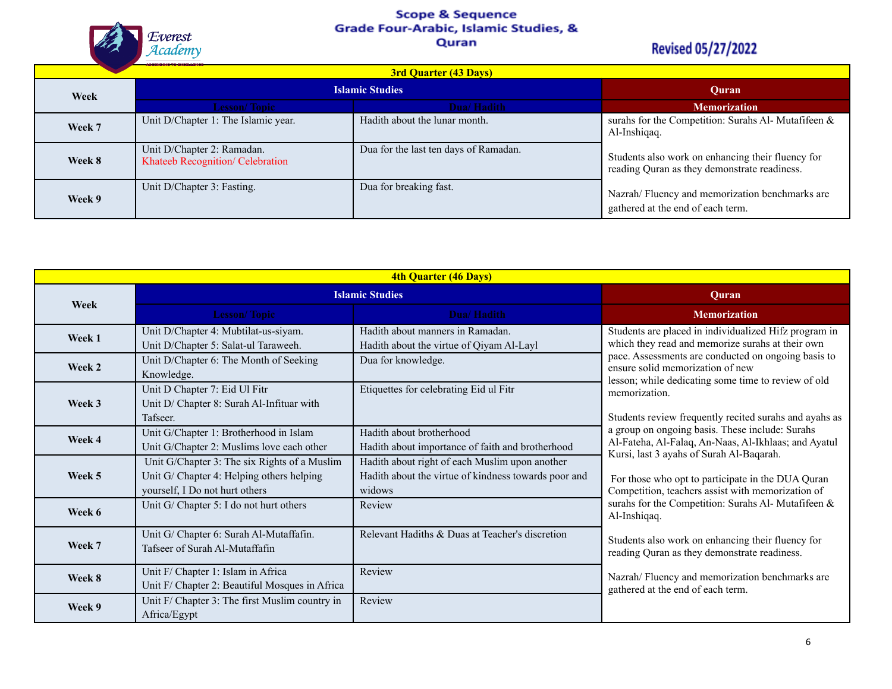# Scope & Sequence
## Grade Four-Arabic, Islamic Studies, & Quran

Revised 05/27/2022

| 3rd Quarter (43 Days) | | | |
|---|---|---|---|
| Week | Islamic Studies | | Quran |
| | Lesson/ Topic | Dua/ Hadith | Memorization |
| Week 7 | Unit D/Chapter 1: The Islamic year. | Hadith about the lunar month. | surahs for the Competition: Surahs Al- Mutafifeen & Al-Inshiqaq.<br><br>Students also work on enhancing their fluency for reading Quran as they demonstrate readiness.<br><br>Nazrah/ Fluency and memorization benchmarks are gathered at the end of each term. |
| Week 8 | Unit D/Chapter 2: Ramadan.<br>Khateeb Recognition/ Celebration | Dua for the last ten days of Ramadan. | |
| Week 9 | Unit D/Chapter 3: Fasting. | Dua for breaking fast. | |

| 4th Quarter (46 Days) | | | |
|---|---|---|---|
| Week | Islamic Studies | | Quran |
| | Lesson/ Topic | Dua/ Hadith | Memorization |
| Week 1 | Unit D/Chapter 4: Mubtilat-us-siyam.<br>Unit D/Chapter 5: Salat-ul Taraweeh. | Hadith about manners in Ramadan.<br>Hadith about the virtue of Qiyam Al-Layl | Students are placed in individualized Hifz program in which they read and memorize surahs at their own pace. Assessments are conducted on ongoing basis to ensure solid memorization of new lesson; while dedicating some time to review of old memorization.<br><br>Students review frequently recited surahs and ayahs as a group on ongoing basis. These include: Surahs Al-Fateha, Al-Falaq, An-Naas, Al-Ikhlaas; and Ayatul Kursi, last 3 ayahs of Surah Al-Baqarah.<br><br>For those who opt to participate in the DUA Quran Competition, teachers assist with memorization of surahs for the Competition: Surahs Al- Mutafifeen & Al-Inshiqaq.<br><br>Students also work on enhancing their fluency for reading Quran as they demonstrate readiness.<br><br>Nazrah/ Fluency and memorization benchmarks are gathered at the end of each term. |
| Week 2 | Unit D/Chapter 6: The Month of Seeking Knowledge. | Dua for knowledge. | |
| Week 3 | Unit D Chapter 7: Eid Ul Fitr<br>Unit D/ Chapter 8: Surah Al-Infituar with Tafseer. | Etiquettes for celebrating Eid ul Fitr | |
| Week 4 | Unit G/Chapter 1: Brotherhood in Islam<br>Unit G/Chapter 2: Muslims love each other | Hadith about brotherhood<br>Hadith about importance of faith and brotherhood | |
| Week 5 | Unit G/Chapter 3: The six Rights of a Muslim<br>Unit G/ Chapter 4: Helping others helping yourself, I Do not hurt others | Hadith about right of each Muslim upon another<br>Hadith about the virtue of kindness towards poor and widows | |
| Week 6 | Unit G/ Chapter 5: I do not hurt others | Review | |
| Week 7 | Unit G/ Chapter 6: Surah Al-Mutaffafin.<br>Tafseer of Surah Al-Mutaffafin | Relevant Hadiths & Duas at Teacher's discretion | |
| Week 8 | Unit F/ Chapter 1: Islam in Africa<br>Unit F/ Chapter 2: Beautiful Mosques in Africa | Review | |
| Week 9 | Unit F/ Chapter 3: The first Muslim country in Africa/Egypt | Review | |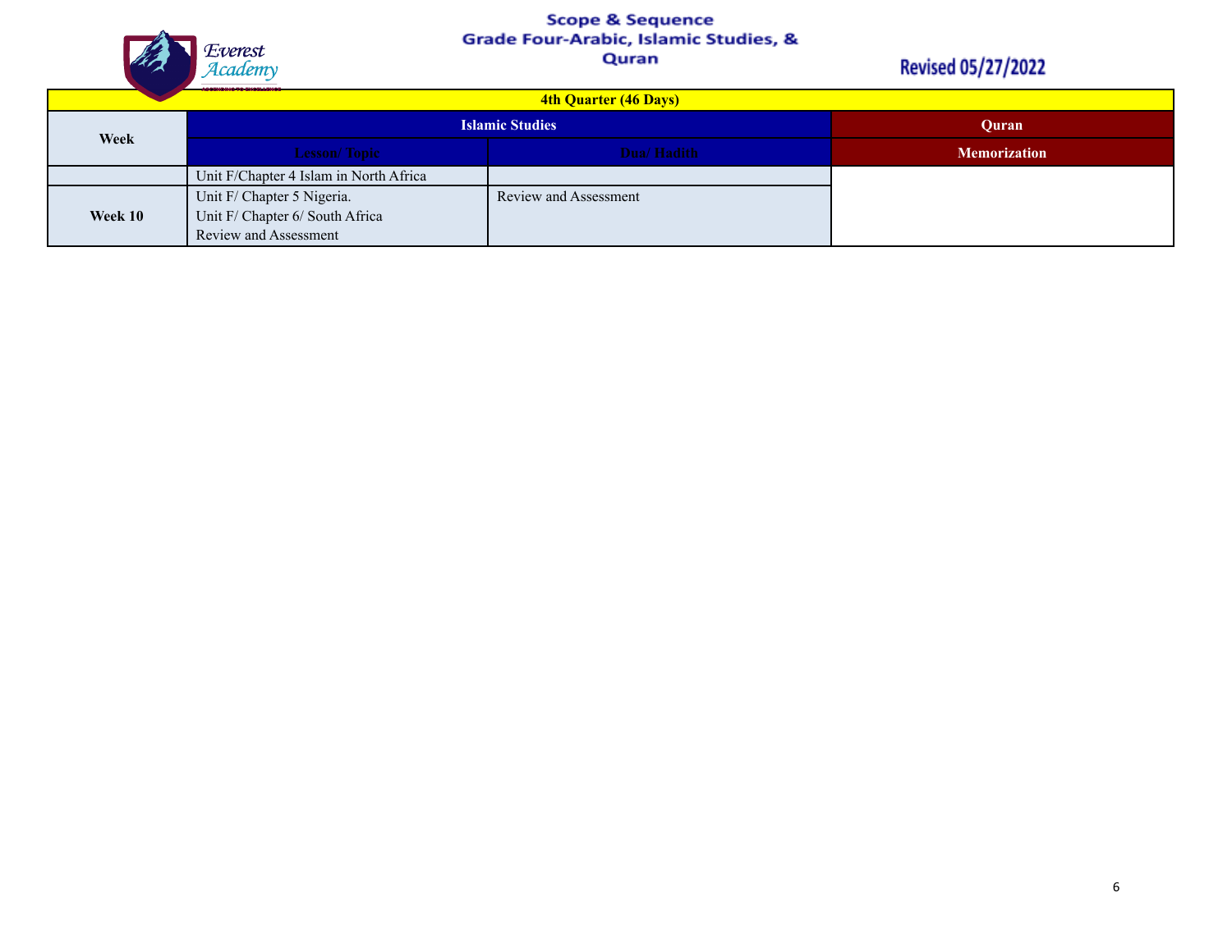# Scope & Sequence
## Grade Four-Arabic, Islamic Studies, & Quran

Revised 05/27/2022

| 4th Quarter (46 Days) | | | |
|---|---|---|---|
| Week | Islamic Studies | | Quran |
| | Lesson/ Topic | Dua/ Hadith | Memorization |
| | Unit F/Chapter 4 Islam in North Africa | | |
| Week 10 | Unit F/ Chapter 5 Nigeria.<br>Unit F/ Chapter 6/ South Africa<br>Review and Assessment | Review and Assessment | |